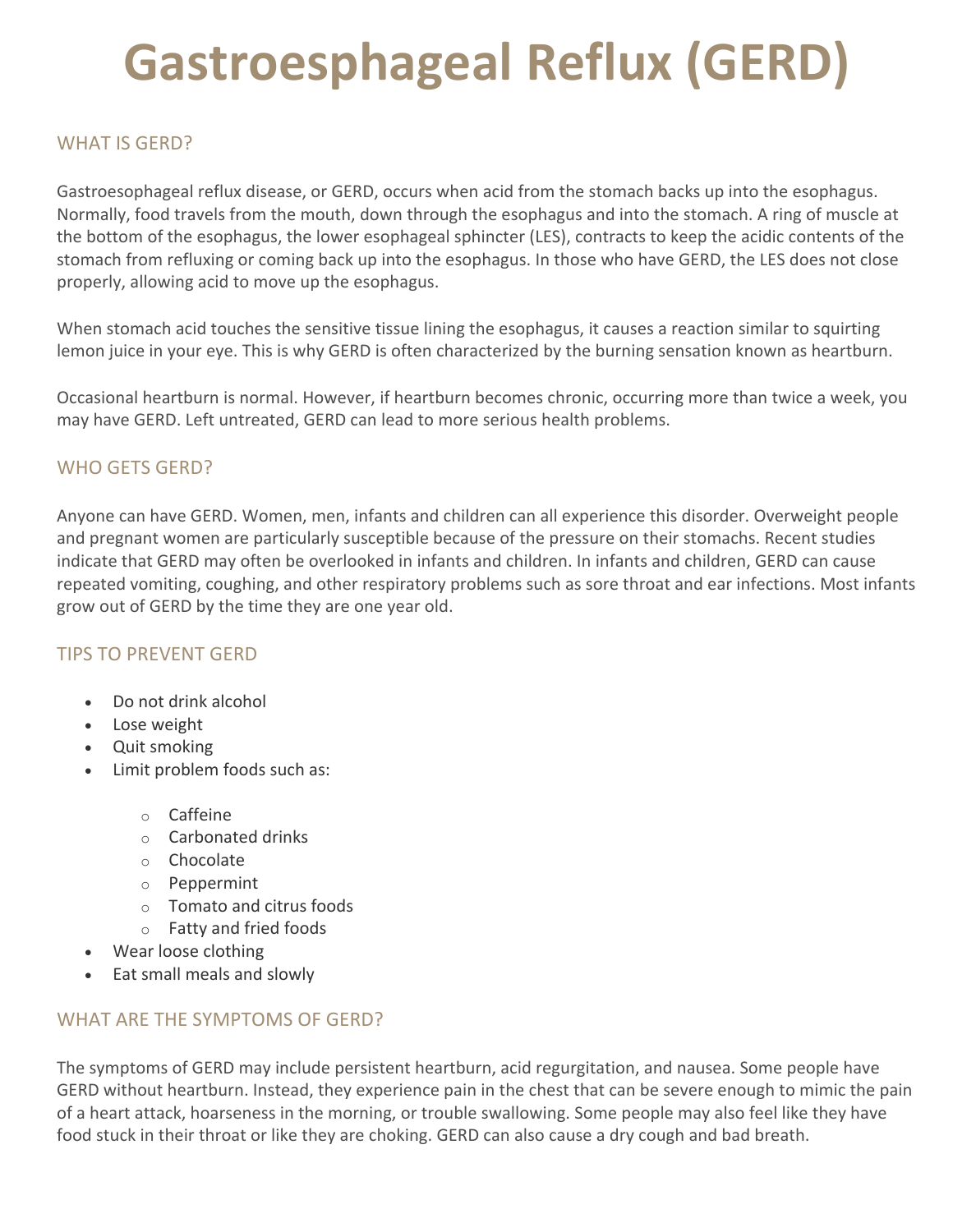# Gastroesphageal Reflux (GERD)

## WHAT IS GERD?

Gastroesophageal reflux disease, or GERD, occurs when acid from the stomach backs up into the esophagus. Normally, food travels from the mouth, down through the esophagus and into the stomach. A ring of muscle at the bottom of the esophagus, the lower esophageal sphincter (LES), contracts to keep the acidic contents of the stomach from refluxing or coming back up into the esophagus. In those who have GERD, the LES does not close properly, allowing acid to move up the esophagus.

When stomach acid touches the sensitive tissue lining the esophagus, it causes a reaction similar to squirting lemon juice in your eye. This is why GERD is often characterized by the burning sensation known as heartburn.

Occasional heartburn is normal. However, if heartburn becomes chronic, occurring more than twice a week, you may have GERD. Left untreated, GERD can lead to more serious health problems.

## WHO GETS GERD?

Anyone can have GERD. Women, men, infants and children can all experience this disorder. Overweight people and pregnant women are particularly susceptible because of the pressure on their stomachs. Recent studies indicate that GERD may often be overlooked in infants and children. In infants and children, GERD can cause repeated vomiting, coughing, and other respiratory problems such as sore throat and ear infections. Most infants grow out of GERD by the time they are one year old.

## TIPS TO PREVENT GERD

- Do not drink alcohol
- Lose weight
- Quit smoking
- Limit problem foods such as:
  - Caffeine
  - Carbonated drinks
  - Chocolate
  - Peppermint
  - Tomato and citrus foods
  - Fatty and fried foods
- Wear loose clothing
- Eat small meals and slowly

## WHAT ARE THE SYMPTOMS OF GERD?

The symptoms of GERD may include persistent heartburn, acid regurgitation, and nausea. Some people have GERD without heartburn. Instead, they experience pain in the chest that can be severe enough to mimic the pain of a heart attack, hoarseness in the morning, or trouble swallowing. Some people may also feel like they have food stuck in their throat or like they are choking. GERD can also cause a dry cough and bad breath.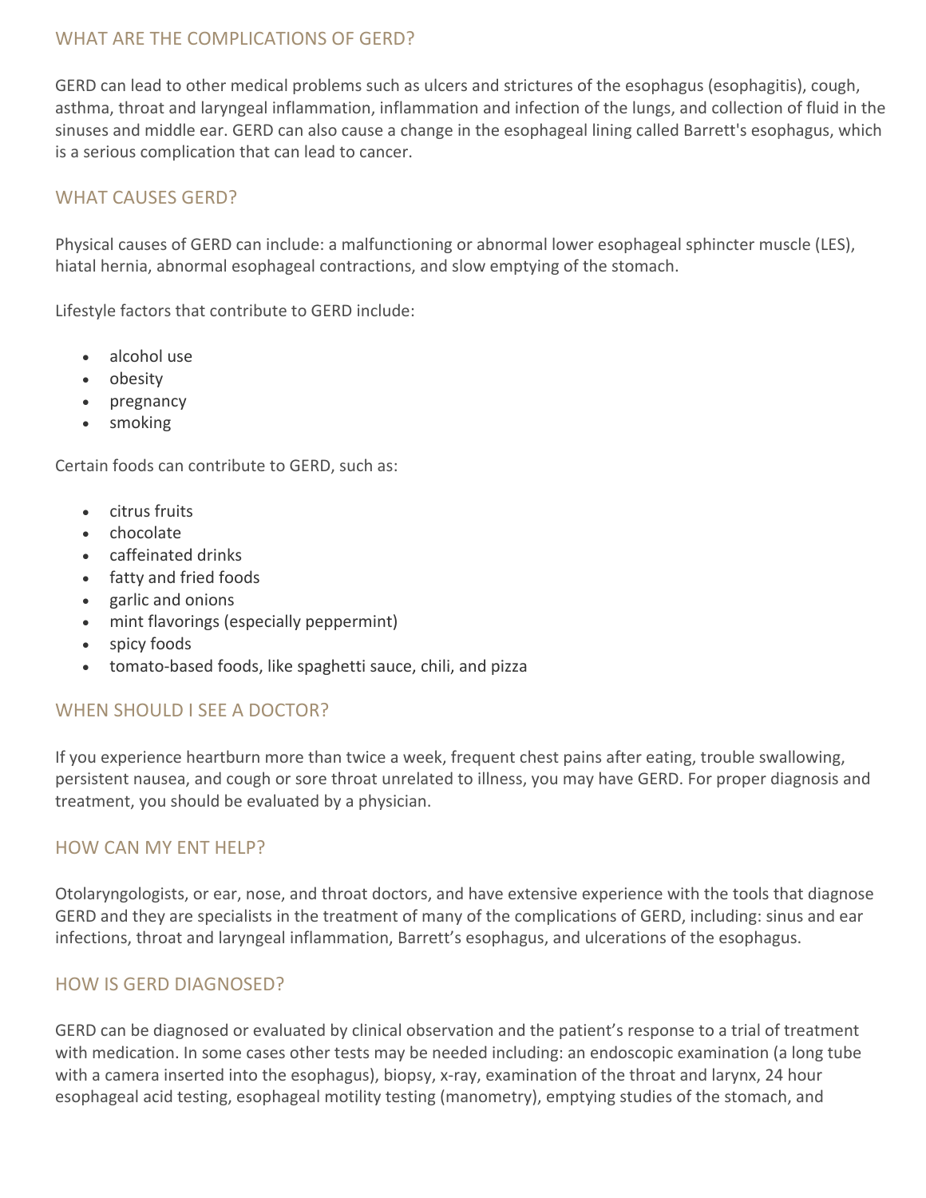## WHAT ARE THE COMPLICATIONS OF GERD?

GERD can lead to other medical problems such as ulcers and strictures of the esophagus (esophagitis), cough, asthma, throat and laryngeal inflammation, inflammation and infection of the lungs, and collection of fluid in the sinuses and middle ear. GERD can also cause a change in the esophageal lining called Barrett's esophagus, which is a serious complication that can lead to cancer.

## WHAT CAUSES GERD?

Physical causes of GERD can include: a malfunctioning or abnormal lower esophageal sphincter muscle (LES), hiatal hernia, abnormal esophageal contractions, and slow emptying of the stomach.

Lifestyle factors that contribute to GERD include:

- alcohol use
- obesity
- pregnancy
- smoking

Certain foods can contribute to GERD, such as:

- citrus fruits
- chocolate
- caffeinated drinks
- fatty and fried foods
- garlic and onions
- mint flavorings (especially peppermint)
- spicy foods
- tomato-based foods, like spaghetti sauce, chili, and pizza

## WHEN SHOULD I SEE A DOCTOR?

If you experience heartburn more than twice a week, frequent chest pains after eating, trouble swallowing, persistent nausea, and cough or sore throat unrelated to illness, you may have GERD. For proper diagnosis and treatment, you should be evaluated by a physician.

## HOW CAN MY ENT HELP?

Otolaryngologists, or ear, nose, and throat doctors, and have extensive experience with the tools that diagnose GERD and they are specialists in the treatment of many of the complications of GERD, including: sinus and ear infections, throat and laryngeal inflammation, Barrett's esophagus, and ulcerations of the esophagus.

## HOW IS GERD DIAGNOSED?

GERD can be diagnosed or evaluated by clinical observation and the patient's response to a trial of treatment with medication. In some cases other tests may be needed including: an endoscopic examination (a long tube with a camera inserted into the esophagus), biopsy, x-ray, examination of the throat and larynx, 24 hour esophageal acid testing, esophageal motility testing (manometry), emptying studies of the stomach, and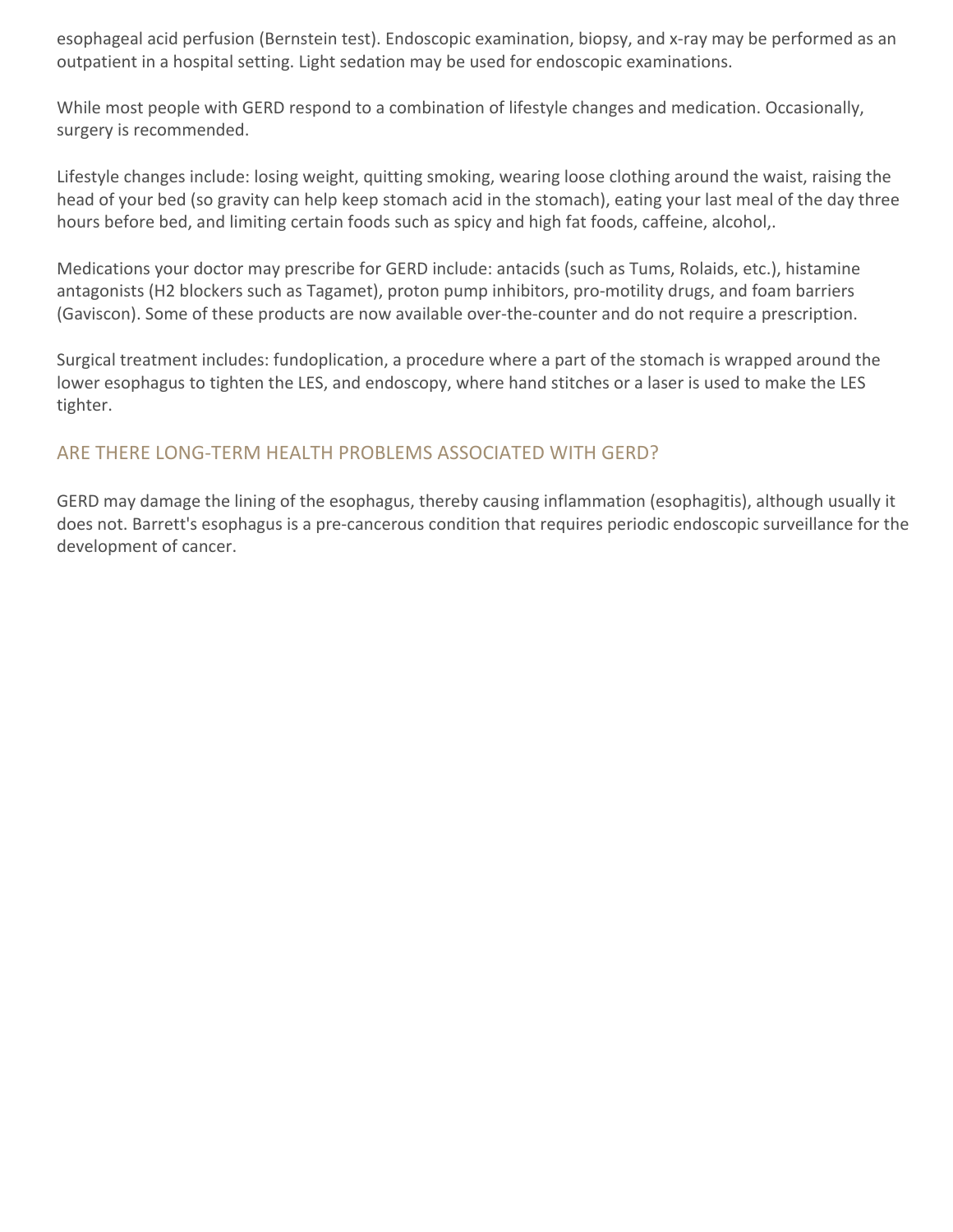esophageal acid perfusion (Bernstein test). Endoscopic examination, biopsy, and x-ray may be performed as an outpatient in a hospital setting. Light sedation may be used for endoscopic examinations.

While most people with GERD respond to a combination of lifestyle changes and medication. Occasionally, surgery is recommended.

Lifestyle changes include: losing weight, quitting smoking, wearing loose clothing around the waist, raising the head of your bed (so gravity can help keep stomach acid in the stomach), eating your last meal of the day three hours before bed, and limiting certain foods such as spicy and high fat foods, caffeine, alcohol,.

Medications your doctor may prescribe for GERD include: antacids (such as Tums, Rolaids, etc.), histamine antagonists (H2 blockers such as Tagamet), proton pump inhibitors, pro-motility drugs, and foam barriers (Gaviscon). Some of these products are now available over-the-counter and do not require a prescription.

Surgical treatment includes: fundoplication, a procedure where a part of the stomach is wrapped around the lower esophagus to tighten the LES, and endoscopy, where hand stitches or a laser is used to make the LES tighter.

## ARE THERE LONG-TERM HEALTH PROBLEMS ASSOCIATED WITH GERD?

GERD may damage the lining of the esophagus, thereby causing inflammation (esophagitis), although usually it does not. Barrett's esophagus is a pre-cancerous condition that requires periodic endoscopic surveillance for the development of cancer.